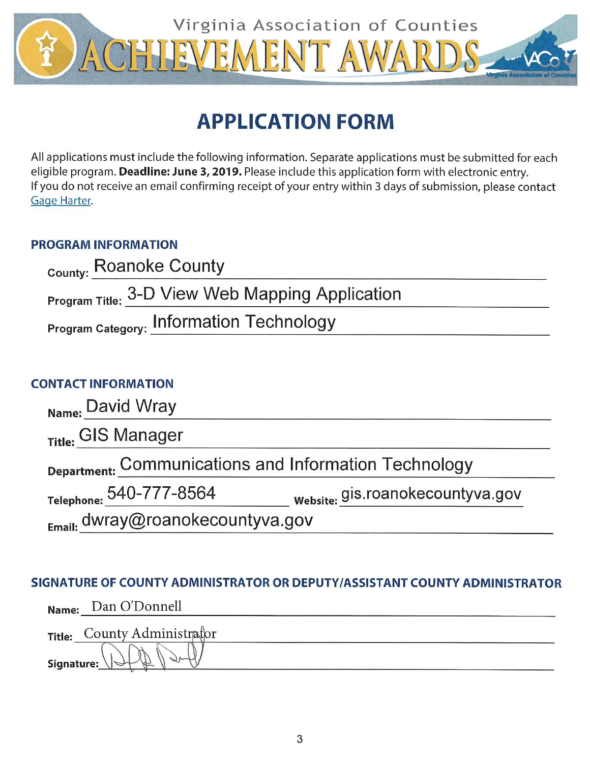Virginia Association of Counties

# ACHIEVEMENT AWARDS

## APPLICATION FORM

All applications must include the following information. Separate applications must be submitted for each eligible program. **Deadline: June 3, 2019.** Please include this application form with electronic entry. If you do not receive an email confirming receipt of your entry within 3 days of submission, please contact Gage Harter.

### PROGRAM INFORMATION

**County:** Roanoke County

**Program Title:** 3-D View Web Mapping Application

**Program Category:** Information Technology

### CONTACT INFORMATION

**Name:** David Wray

**Title:** GIS Manager

**Department:** Communications and Information Technology

**Telephone:** 540-777-8564 **Website:** gis.roanokecountyva.gov

**Email:** dwray@roanokecountyva.gov

### SIGNATURE OF COUNTY ADMINISTRATOR OR DEPUTY/ASSISTANT COUNTY ADMINISTRATOR

**Name:** Dan O'Donnell

**Title:** County Administrator

**Signature:**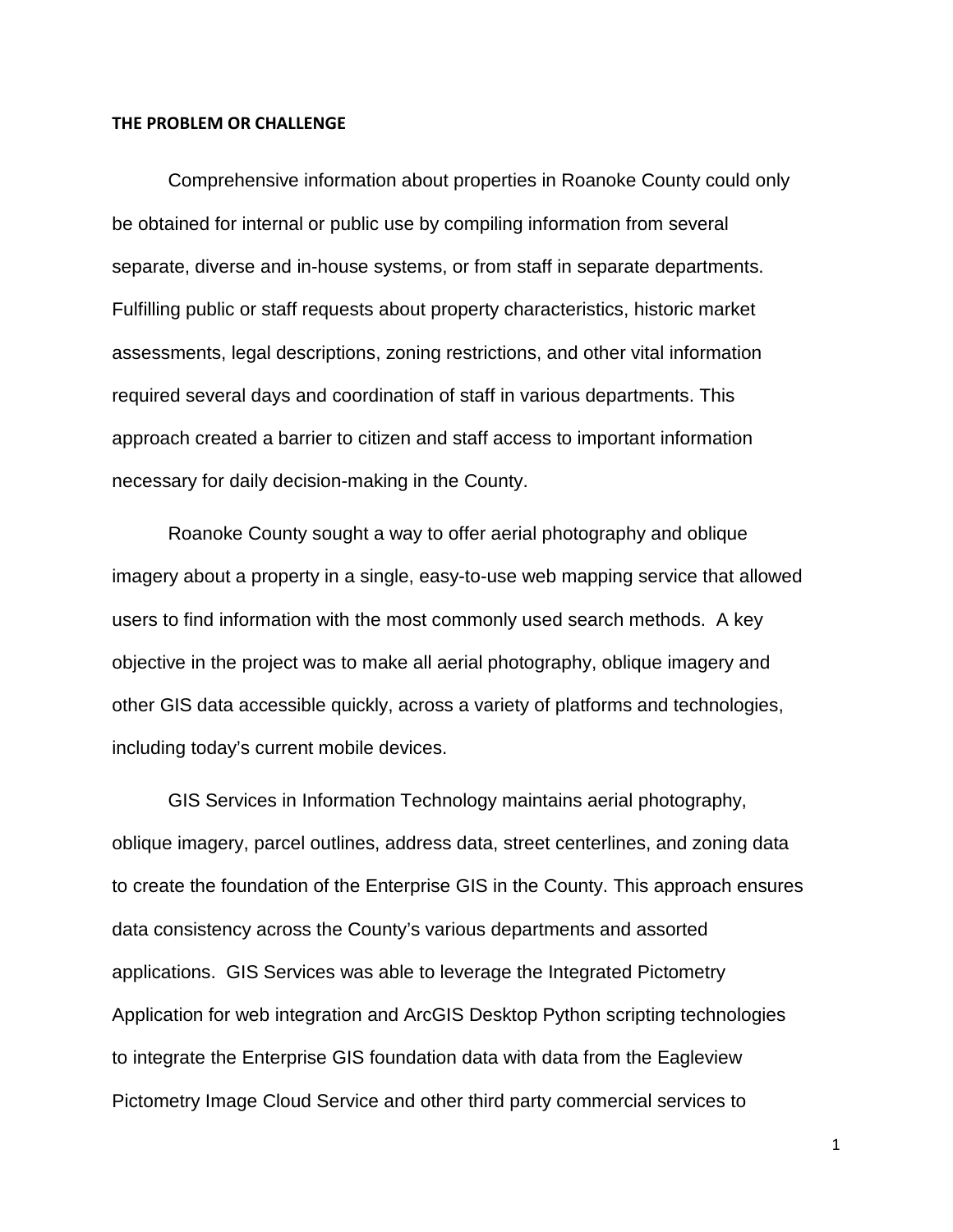**THE PROBLEM OR CHALLENGE**

Comprehensive information about properties in Roanoke County could only be obtained for internal or public use by compiling information from several separate, diverse and in-house systems, or from staff in separate departments. Fulfilling public or staff requests about property characteristics, historic market assessments, legal descriptions, zoning restrictions, and other vital information required several days and coordination of staff in various departments. This approach created a barrier to citizen and staff access to important information necessary for daily decision-making in the County.

Roanoke County sought a way to offer aerial photography and oblique imagery about a property in a single, easy-to-use web mapping service that allowed users to find information with the most commonly used search methods. A key objective in the project was to make all aerial photography, oblique imagery and other GIS data accessible quickly, across a variety of platforms and technologies, including today's current mobile devices.

GIS Services in Information Technology maintains aerial photography, oblique imagery, parcel outlines, address data, street centerlines, and zoning data to create the foundation of the Enterprise GIS in the County. This approach ensures data consistency across the County's various departments and assorted applications. GIS Services was able to leverage the Integrated Pictometry Application for web integration and ArcGIS Desktop Python scripting technologies to integrate the Enterprise GIS foundation data with data from the Eagleview Pictometry Image Cloud Service and other third party commercial services to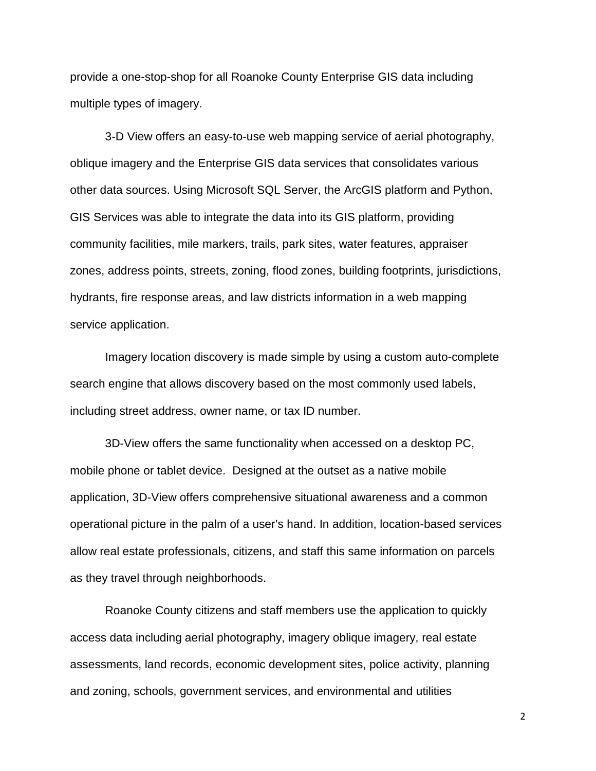provide a one-stop-shop for all Roanoke County Enterprise GIS data including multiple types of imagery.

3-D View offers an easy-to-use web mapping service of aerial photography, oblique imagery and the Enterprise GIS data services that consolidates various other data sources. Using Microsoft SQL Server, the ArcGIS platform and Python, GIS Services was able to integrate the data into its GIS platform, providing community facilities, mile markers, trails, park sites, water features, appraiser zones, address points, streets, zoning, flood zones, building footprints, jurisdictions, hydrants, fire response areas, and law districts information in a web mapping service application.

Imagery location discovery is made simple by using a custom auto-complete search engine that allows discovery based on the most commonly used labels, including street address, owner name, or tax ID number.

3D-View offers the same functionality when accessed on a desktop PC, mobile phone or tablet device. Designed at the outset as a native mobile application, 3D-View offers comprehensive situational awareness and a common operational picture in the palm of a user's hand. In addition, location-based services allow real estate professionals, citizens, and staff this same information on parcels as they travel through neighborhoods.

Roanoke County citizens and staff members use the application to quickly access data including aerial photography, imagery oblique imagery, real estate assessments, land records, economic development sites, police activity, planning and zoning, schools, government services, and environmental and utilities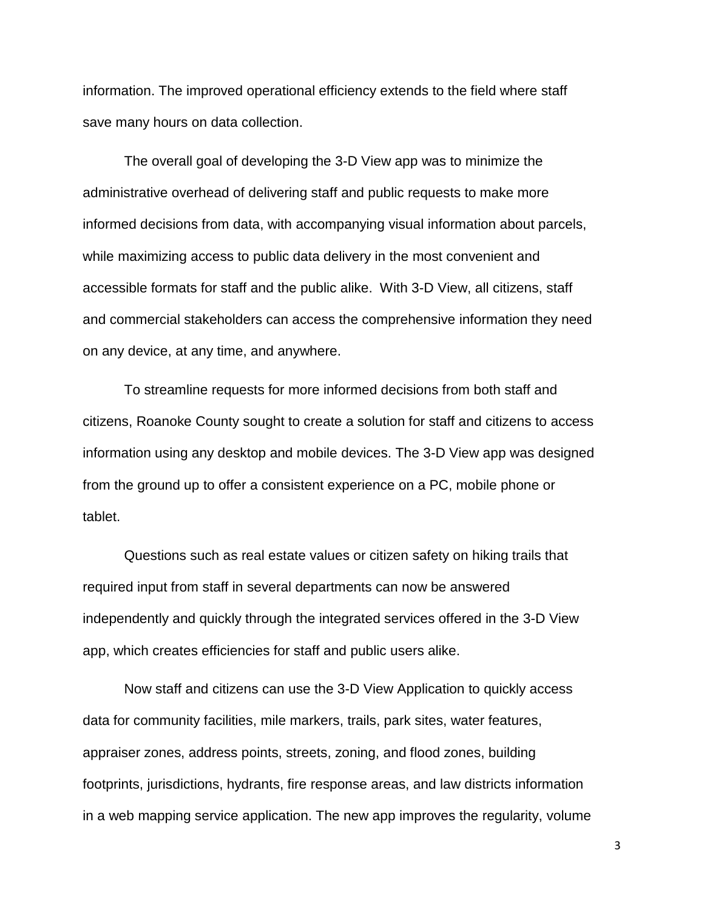information. The improved operational efficiency extends to the field where staff save many hours on data collection.

The overall goal of developing the 3-D View app was to minimize the administrative overhead of delivering staff and public requests to make more informed decisions from data, with accompanying visual information about parcels, while maximizing access to public data delivery in the most convenient and accessible formats for staff and the public alike. With 3-D View, all citizens, staff and commercial stakeholders can access the comprehensive information they need on any device, at any time, and anywhere.

To streamline requests for more informed decisions from both staff and citizens, Roanoke County sought to create a solution for staff and citizens to access information using any desktop and mobile devices. The 3-D View app was designed from the ground up to offer a consistent experience on a PC, mobile phone or tablet.

Questions such as real estate values or citizen safety on hiking trails that required input from staff in several departments can now be answered independently and quickly through the integrated services offered in the 3-D View app, which creates efficiencies for staff and public users alike.

Now staff and citizens can use the 3-D View Application to quickly access data for community facilities, mile markers, trails, park sites, water features, appraiser zones, address points, streets, zoning, and flood zones, building footprints, jurisdictions, hydrants, fire response areas, and law districts information in a web mapping service application. The new app improves the regularity, volume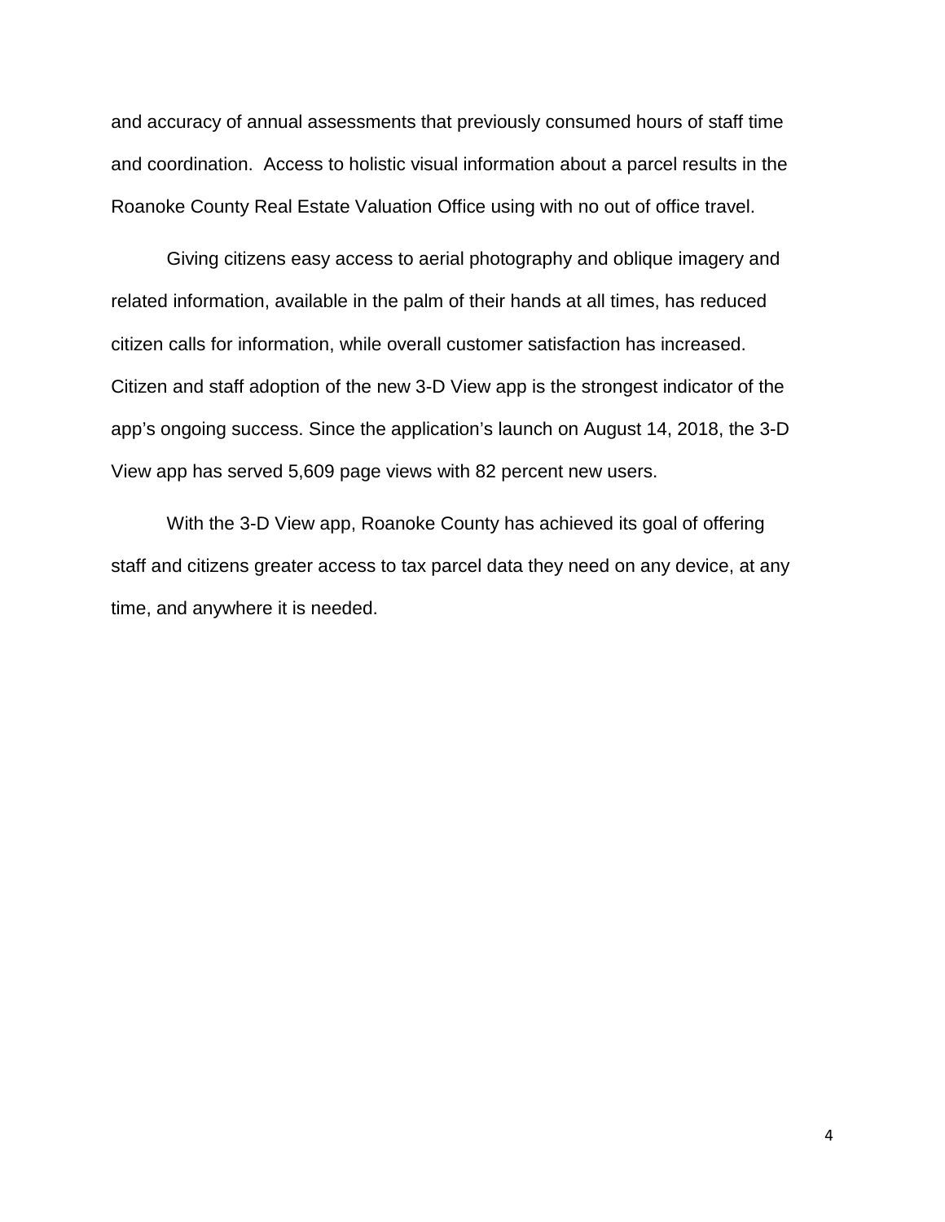and accuracy of annual assessments that previously consumed hours of staff time and coordination. Access to holistic visual information about a parcel results in the Roanoke County Real Estate Valuation Office using with no out of office travel.

Giving citizens easy access to aerial photography and oblique imagery and related information, available in the palm of their hands at all times, has reduced citizen calls for information, while overall customer satisfaction has increased. Citizen and staff adoption of the new 3-D View app is the strongest indicator of the app's ongoing success. Since the application's launch on August 14, 2018, the 3-D View app has served 5,609 page views with 82 percent new users.

With the 3-D View app, Roanoke County has achieved its goal of offering staff and citizens greater access to tax parcel data they need on any device, at any time, and anywhere it is needed.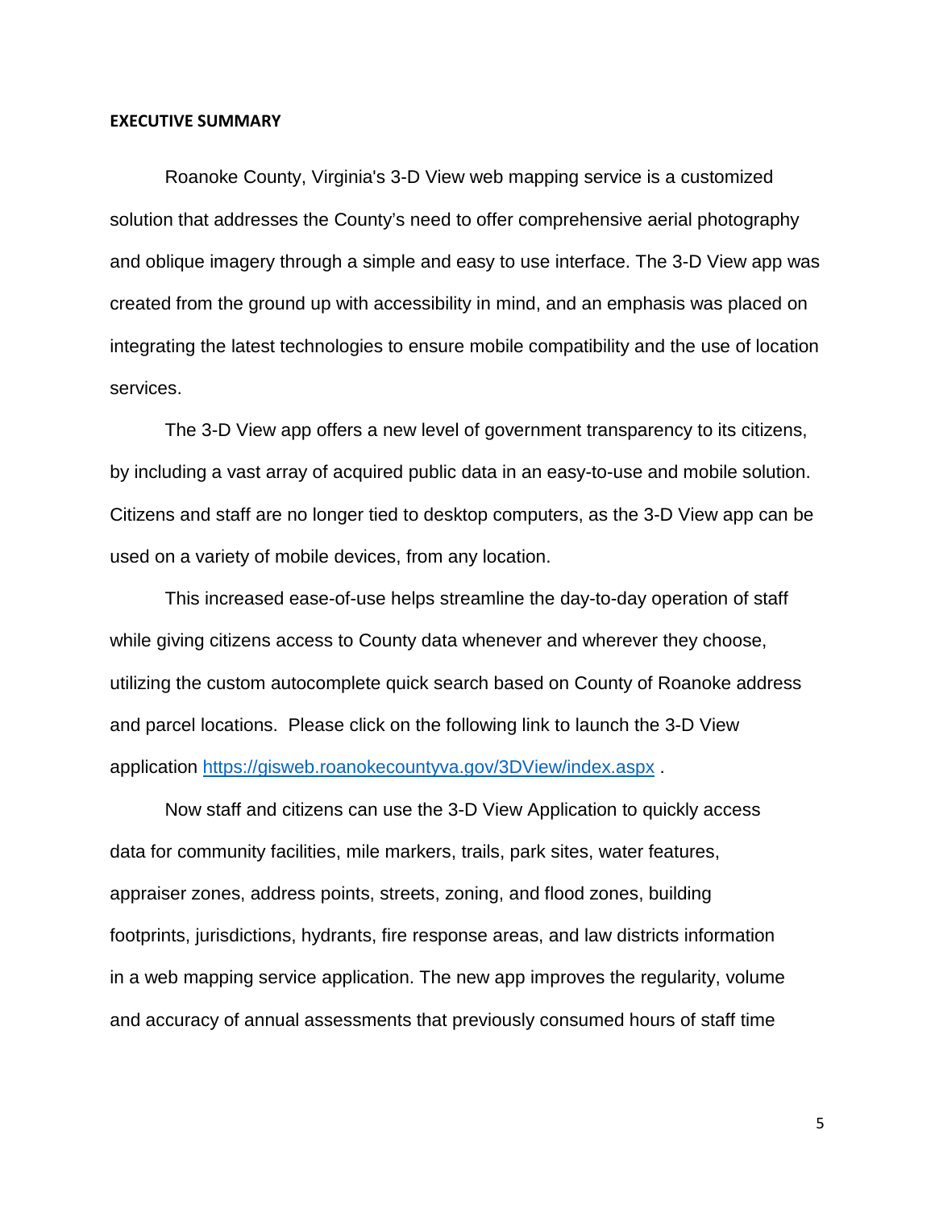**EXECUTIVE SUMMARY**

Roanoke County, Virginia's 3-D View web mapping service is a customized solution that addresses the County's need to offer comprehensive aerial photography and oblique imagery through a simple and easy to use interface. The 3-D View app was created from the ground up with accessibility in mind, and an emphasis was placed on integrating the latest technologies to ensure mobile compatibility and the use of location services.

The 3-D View app offers a new level of government transparency to its citizens, by including a vast array of acquired public data in an easy-to-use and mobile solution. Citizens and staff are no longer tied to desktop computers, as the 3-D View app can be used on a variety of mobile devices, from any location.

This increased ease-of-use helps streamline the day-to-day operation of staff while giving citizens access to County data whenever and wherever they choose, utilizing the custom autocomplete quick search based on County of Roanoke address and parcel locations. Please click on the following link to launch the 3-D View application [https://gisweb.roanokecountyva.gov/3DView/index.aspx](https://gisweb.roanokecountyva.gov/3DView/index.aspx) .

Now staff and citizens can use the 3-D View Application to quickly access data for community facilities, mile markers, trails, park sites, water features, appraiser zones, address points, streets, zoning, and flood zones, building footprints, jurisdictions, hydrants, fire response areas, and law districts information in a web mapping service application. The new app improves the regularity, volume and accuracy of annual assessments that previously consumed hours of staff time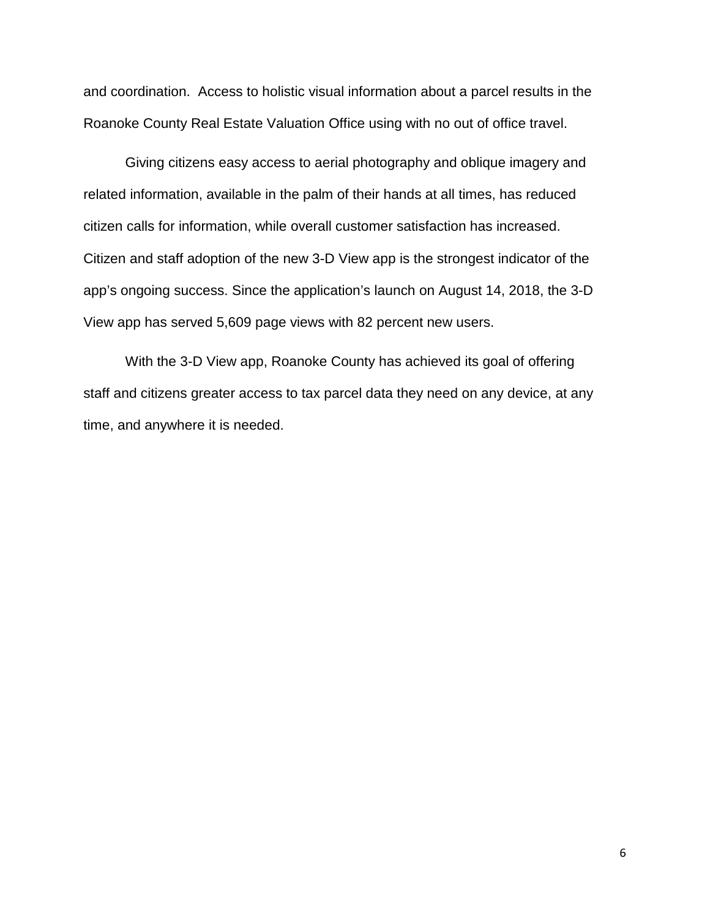and coordination. Access to holistic visual information about a parcel results in the Roanoke County Real Estate Valuation Office using with no out of office travel.

Giving citizens easy access to aerial photography and oblique imagery and related information, available in the palm of their hands at all times, has reduced citizen calls for information, while overall customer satisfaction has increased. Citizen and staff adoption of the new 3-D View app is the strongest indicator of the app's ongoing success. Since the application's launch on August 14, 2018, the 3-D View app has served 5,609 page views with 82 percent new users.

With the 3-D View app, Roanoke County has achieved its goal of offering staff and citizens greater access to tax parcel data they need on any device, at any time, and anywhere it is needed.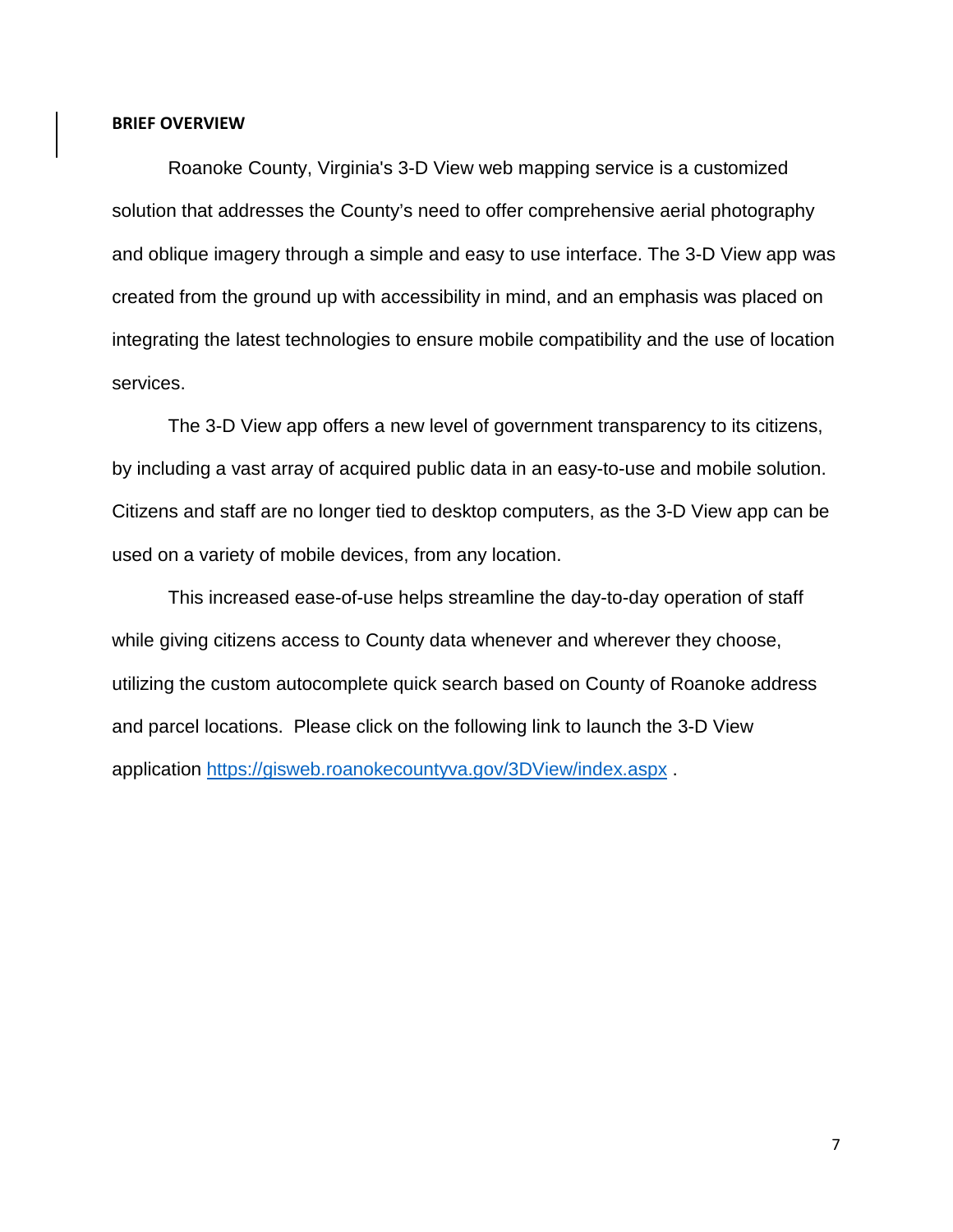**BRIEF OVERVIEW**

Roanoke County, Virginia's 3-D View web mapping service is a customized solution that addresses the County's need to offer comprehensive aerial photography and oblique imagery through a simple and easy to use interface. The 3-D View app was created from the ground up with accessibility in mind, and an emphasis was placed on integrating the latest technologies to ensure mobile compatibility and the use of location services.

The 3-D View app offers a new level of government transparency to its citizens, by including a vast array of acquired public data in an easy-to-use and mobile solution. Citizens and staff are no longer tied to desktop computers, as the 3-D View app can be used on a variety of mobile devices, from any location.

This increased ease-of-use helps streamline the day-to-day operation of staff while giving citizens access to County data whenever and wherever they choose, utilizing the custom autocomplete quick search based on County of Roanoke address and parcel locations. Please click on the following link to launch the 3-D View application https://gisweb.roanokecountyva.gov/3DView/index.aspx .